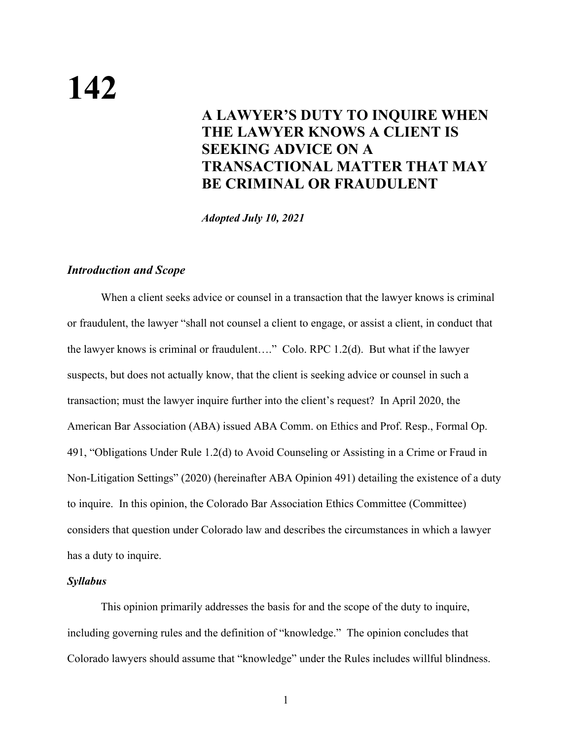# 142

## A LAWYER'S DUTY TO INQUIRE WHEN THE LAWYER KNOWS A CLIENT IS SEEKING ADVICE ON A TRANSACTIONAL MATTER THAT MAY BE CRIMINAL OR FRAUDULENT

***Adopted July 10, 2021***

### *Introduction and Scope*

When a client seeks advice or counsel in a transaction that the lawyer knows is criminal or fraudulent, the lawyer "shall not counsel a client to engage, or assist a client, in conduct that the lawyer knows is criminal or fraudulent…." Colo. RPC 1.2(d). But what if the lawyer suspects, but does not actually know, that the client is seeking advice or counsel in such a transaction; must the lawyer inquire further into the client's request? In April 2020, the American Bar Association (ABA) issued ABA Comm. on Ethics and Prof. Resp., Formal Op. 491, "Obligations Under Rule 1.2(d) to Avoid Counseling or Assisting in a Crime or Fraud in Non-Litigation Settings" (2020) (hereinafter ABA Opinion 491) detailing the existence of a duty to inquire. In this opinion, the Colorado Bar Association Ethics Committee (Committee) considers that question under Colorado law and describes the circumstances in which a lawyer has a duty to inquire.

### *Syllabus*

This opinion primarily addresses the basis for and the scope of the duty to inquire, including governing rules and the definition of "knowledge." The opinion concludes that Colorado lawyers should assume that "knowledge" under the Rules includes willful blindness.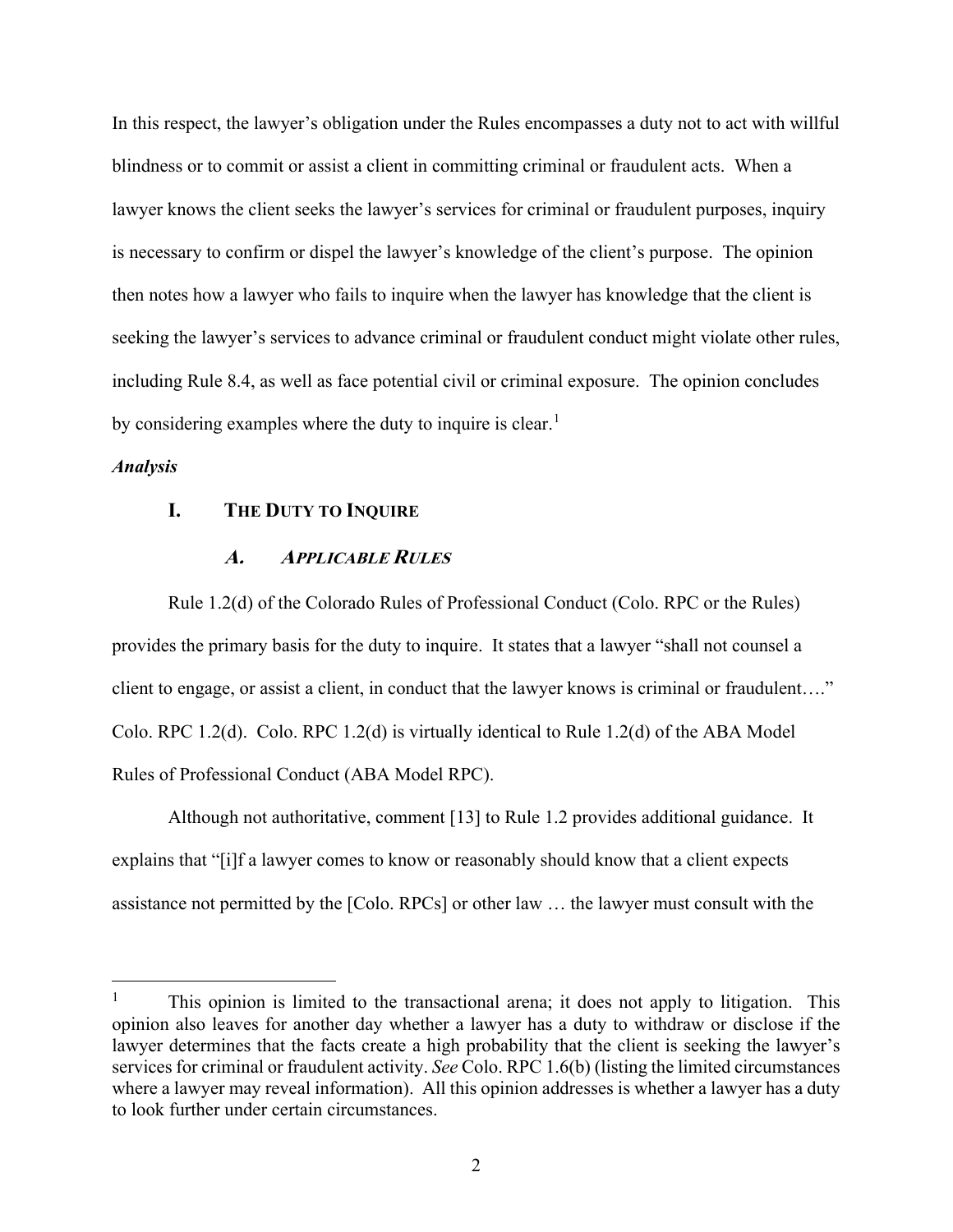In this respect, the lawyer's obligation under the Rules encompasses a duty not to act with willful blindness or to commit or assist a client in committing criminal or fraudulent acts. When a lawyer knows the client seeks the lawyer's services for criminal or fraudulent purposes, inquiry is necessary to confirm or dispel the lawyer's knowledge of the client's purpose. The opinion then notes how a lawyer who fails to inquire when the lawyer has knowledge that the client is seeking the lawyer's services to advance criminal or fraudulent conduct might violate other rules, including Rule 8.4, as well as face potential civil or criminal exposure. The opinion concludes by considering examples where the duty to inquire is clear.[1]

***Analysis***

## I. The Duty to Inquire

### *A. Applicable Rules*

Rule 1.2(d) of the Colorado Rules of Professional Conduct (Colo. RPC or the Rules) provides the primary basis for the duty to inquire. It states that a lawyer "shall not counsel a client to engage, or assist a client, in conduct that the lawyer knows is criminal or fraudulent…." Colo. RPC 1.2(d). Colo. RPC 1.2(d) is virtually identical to Rule 1.2(d) of the ABA Model Rules of Professional Conduct (ABA Model RPC).

Although not authoritative, comment [13] to Rule 1.2 provides additional guidance. It explains that "[i]f a lawyer comes to know or reasonably should know that a client expects assistance not permitted by the [Colo. RPCs] or other law … the lawyer must consult with the

---

[1] This opinion is limited to the transactional arena; it does not apply to litigation. This opinion also leaves for another day whether a lawyer has a duty to withdraw or disclose if the lawyer determines that the facts create a high probability that the client is seeking the lawyer's services for criminal or fraudulent activity. *See* Colo. RPC 1.6(b) (listing the limited circumstances where a lawyer may reveal information). All this opinion addresses is whether a lawyer has a duty to look further under certain circumstances.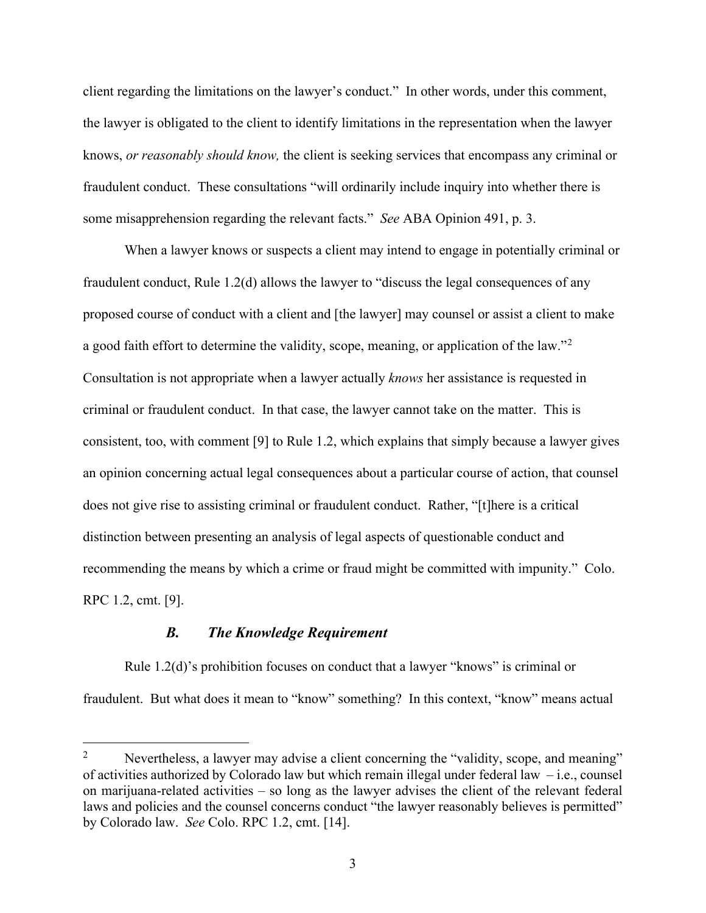client regarding the limitations on the lawyer's conduct." In other words, under this comment, the lawyer is obligated to the client to identify limitations in the representation when the lawyer knows, *or reasonably should know,* the client is seeking services that encompass any criminal or fraudulent conduct. These consultations "will ordinarily include inquiry into whether there is some misapprehension regarding the relevant facts." *See* ABA Opinion 491, p. 3.

When a lawyer knows or suspects a client may intend to engage in potentially criminal or fraudulent conduct, Rule 1.2(d) allows the lawyer to "discuss the legal consequences of any proposed course of conduct with a client and [the lawyer] may counsel or assist a client to make a good faith effort to determine the validity, scope, meaning, or application of the law."[2] Consultation is not appropriate when a lawyer actually *knows* her assistance is requested in criminal or fraudulent conduct. In that case, the lawyer cannot take on the matter. This is consistent, too, with comment [9] to Rule 1.2, which explains that simply because a lawyer gives an opinion concerning actual legal consequences about a particular course of action, that counsel does not give rise to assisting criminal or fraudulent conduct. Rather, "[t]here is a critical distinction between presenting an analysis of legal aspects of questionable conduct and recommending the means by which a crime or fraud might be committed with impunity." Colo. RPC 1.2, cmt. [9].

### *B. The Knowledge Requirement*

Rule 1.2(d)'s prohibition focuses on conduct that a lawyer "knows" is criminal or fraudulent. But what does it mean to "know" something? In this context, "know" means actual

---

[2] Nevertheless, a lawyer may advise a client concerning the "validity, scope, and meaning" of activities authorized by Colorado law but which remain illegal under federal law – i.e., counsel on marijuana-related activities – so long as the lawyer advises the client of the relevant federal laws and policies and the counsel concerns conduct "the lawyer reasonably believes is permitted" by Colorado law. *See* Colo. RPC 1.2, cmt. [14].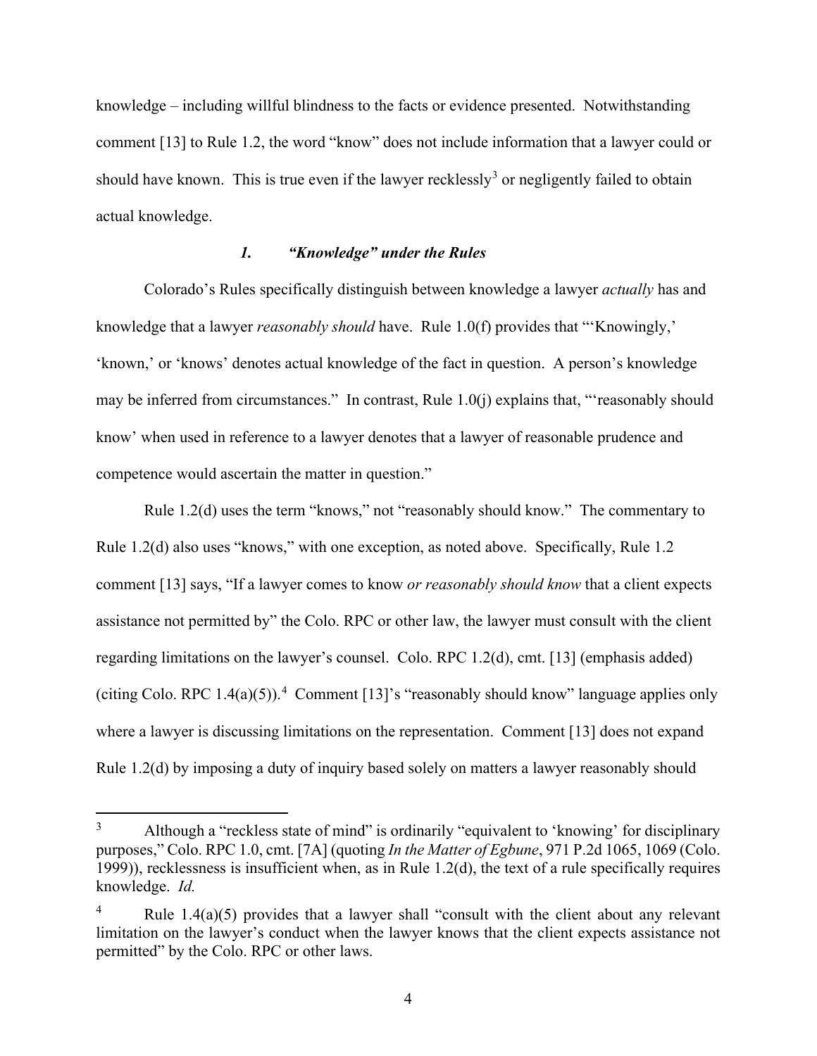knowledge – including willful blindness to the facts or evidence presented. Notwithstanding comment [13] to Rule 1.2, the word "know" does not include information that a lawyer could or should have known. This is true even if the lawyer recklessly[3] or negligently failed to obtain actual knowledge.

### *1. "Knowledge" under the Rules*

Colorado's Rules specifically distinguish between knowledge a lawyer *actually* has and knowledge that a lawyer *reasonably should* have. Rule 1.0(f) provides that "'Knowingly,' 'known,' or 'knows' denotes actual knowledge of the fact in question. A person's knowledge may be inferred from circumstances." In contrast, Rule 1.0(j) explains that, "'reasonably should know' when used in reference to a lawyer denotes that a lawyer of reasonable prudence and competence would ascertain the matter in question."

Rule 1.2(d) uses the term "knows," not "reasonably should know." The commentary to Rule 1.2(d) also uses "knows," with one exception, as noted above. Specifically, Rule 1.2 comment [13] says, "If a lawyer comes to know *or reasonably should know* that a client expects assistance not permitted by" the Colo. RPC or other law, the lawyer must consult with the client regarding limitations on the lawyer's counsel. Colo. RPC 1.2(d), cmt. [13] (emphasis added) (citing Colo. RPC 1.4(a)(5)).[4] Comment [13]'s "reasonably should know" language applies only where a lawyer is discussing limitations on the representation. Comment [13] does not expand Rule 1.2(d) by imposing a duty of inquiry based solely on matters a lawyer reasonably should

---

[3] Although a "reckless state of mind" is ordinarily "equivalent to 'knowing' for disciplinary purposes," Colo. RPC 1.0, cmt. [7A] (quoting *In the Matter of Egbune*, 971 P.2d 1065, 1069 (Colo. 1999)), recklessness is insufficient when, as in Rule 1.2(d), the text of a rule specifically requires knowledge. *Id.*

[4] Rule 1.4(a)(5) provides that a lawyer shall "consult with the client about any relevant limitation on the lawyer's conduct when the lawyer knows that the client expects assistance not permitted" by the Colo. RPC or other laws.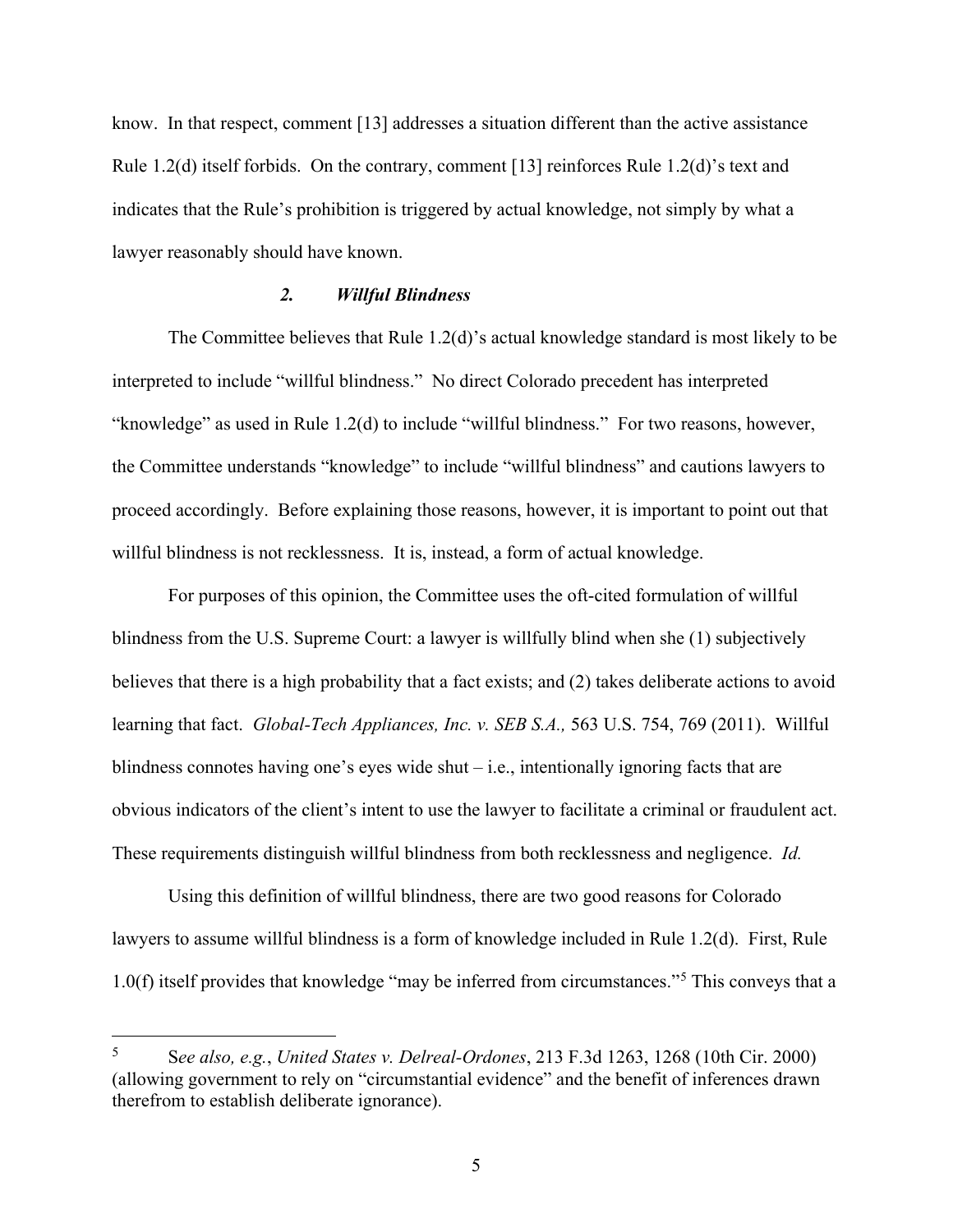know. In that respect, comment [13] addresses a situation different than the active assistance Rule 1.2(d) itself forbids. On the contrary, comment [13] reinforces Rule 1.2(d)'s text and indicates that the Rule's prohibition is triggered by actual knowledge, not simply by what a lawyer reasonably should have known.

### *2. Willful Blindness*

The Committee believes that Rule 1.2(d)'s actual knowledge standard is most likely to be interpreted to include "willful blindness." No direct Colorado precedent has interpreted "knowledge" as used in Rule 1.2(d) to include "willful blindness." For two reasons, however, the Committee understands "knowledge" to include "willful blindness" and cautions lawyers to proceed accordingly. Before explaining those reasons, however, it is important to point out that willful blindness is not recklessness. It is, instead, a form of actual knowledge.

For purposes of this opinion, the Committee uses the oft-cited formulation of willful blindness from the U.S. Supreme Court: a lawyer is willfully blind when she (1) subjectively believes that there is a high probability that a fact exists; and (2) takes deliberate actions to avoid learning that fact. *Global-Tech Appliances, Inc. v. SEB S.A.,* 563 U.S. 754, 769 (2011). Willful blindness connotes having one's eyes wide shut – i.e., intentionally ignoring facts that are obvious indicators of the client's intent to use the lawyer to facilitate a criminal or fraudulent act. These requirements distinguish willful blindness from both recklessness and negligence. *Id.*

Using this definition of willful blindness, there are two good reasons for Colorado lawyers to assume willful blindness is a form of knowledge included in Rule 1.2(d). First, Rule 1.0(f) itself provides that knowledge "may be inferred from circumstances."[5] This conveys that a

---

[5] S*ee also, e.g.*, *United States v. Delreal-Ordones*, 213 F.3d 1263, 1268 (10th Cir. 2000) (allowing government to rely on "circumstantial evidence" and the benefit of inferences drawn therefrom to establish deliberate ignorance).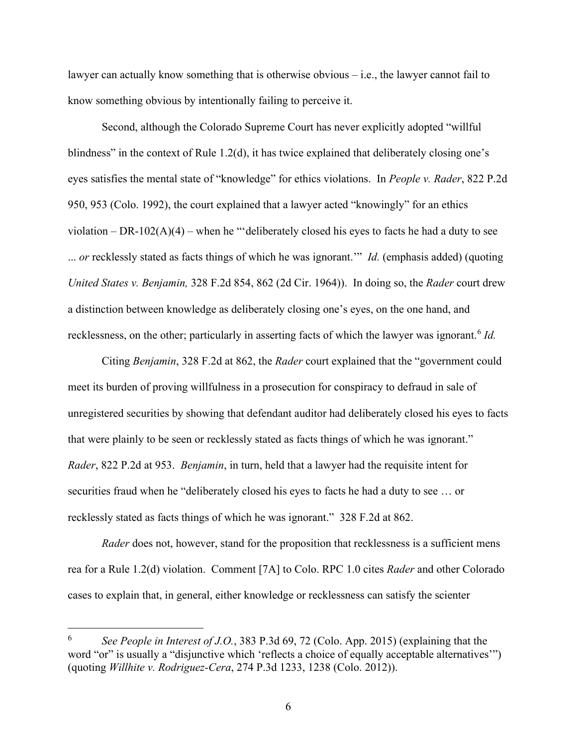lawyer can actually know something that is otherwise obvious – i.e., the lawyer cannot fail to know something obvious by intentionally failing to perceive it.

Second, although the Colorado Supreme Court has never explicitly adopted "willful blindness" in the context of Rule 1.2(d), it has twice explained that deliberately closing one's eyes satisfies the mental state of "knowledge" for ethics violations. In *People v. Rader*, 822 P.2d 950, 953 (Colo. 1992), the court explained that a lawyer acted "knowingly" for an ethics violation – DR-102(A)(4) – when he "'deliberately closed his eyes to facts he had a duty to see ... *or* recklessly stated as facts things of which he was ignorant.'" *Id.* (emphasis added) (quoting *United States v. Benjamin,* 328 F.2d 854, 862 (2d Cir. 1964)). In doing so, the *Rader* court drew a distinction between knowledge as deliberately closing one's eyes, on the one hand, and recklessness, on the other; particularly in asserting facts of which the lawyer was ignorant.[6] *Id.*

Citing *Benjamin*, 328 F.2d at 862, the *Rader* court explained that the "government could meet its burden of proving willfulness in a prosecution for conspiracy to defraud in sale of unregistered securities by showing that defendant auditor had deliberately closed his eyes to facts that were plainly to be seen or recklessly stated as facts things of which he was ignorant." *Rader*, 822 P.2d at 953. *Benjamin*, in turn, held that a lawyer had the requisite intent for securities fraud when he "deliberately closed his eyes to facts he had a duty to see … or recklessly stated as facts things of which he was ignorant." 328 F.2d at 862.

*Rader* does not, however, stand for the proposition that recklessness is a sufficient mens rea for a Rule 1.2(d) violation. Comment [7A] to Colo. RPC 1.0 cites *Rader* and other Colorado cases to explain that, in general, either knowledge or recklessness can satisfy the scienter

---

[6] *See People in Interest of J.O.*, 383 P.3d 69, 72 (Colo. App. 2015) (explaining that the word "or" is usually a "disjunctive which 'reflects a choice of equally acceptable alternatives'") (quoting *Willhite v. Rodriguez-Cera*, 274 P.3d 1233, 1238 (Colo. 2012)).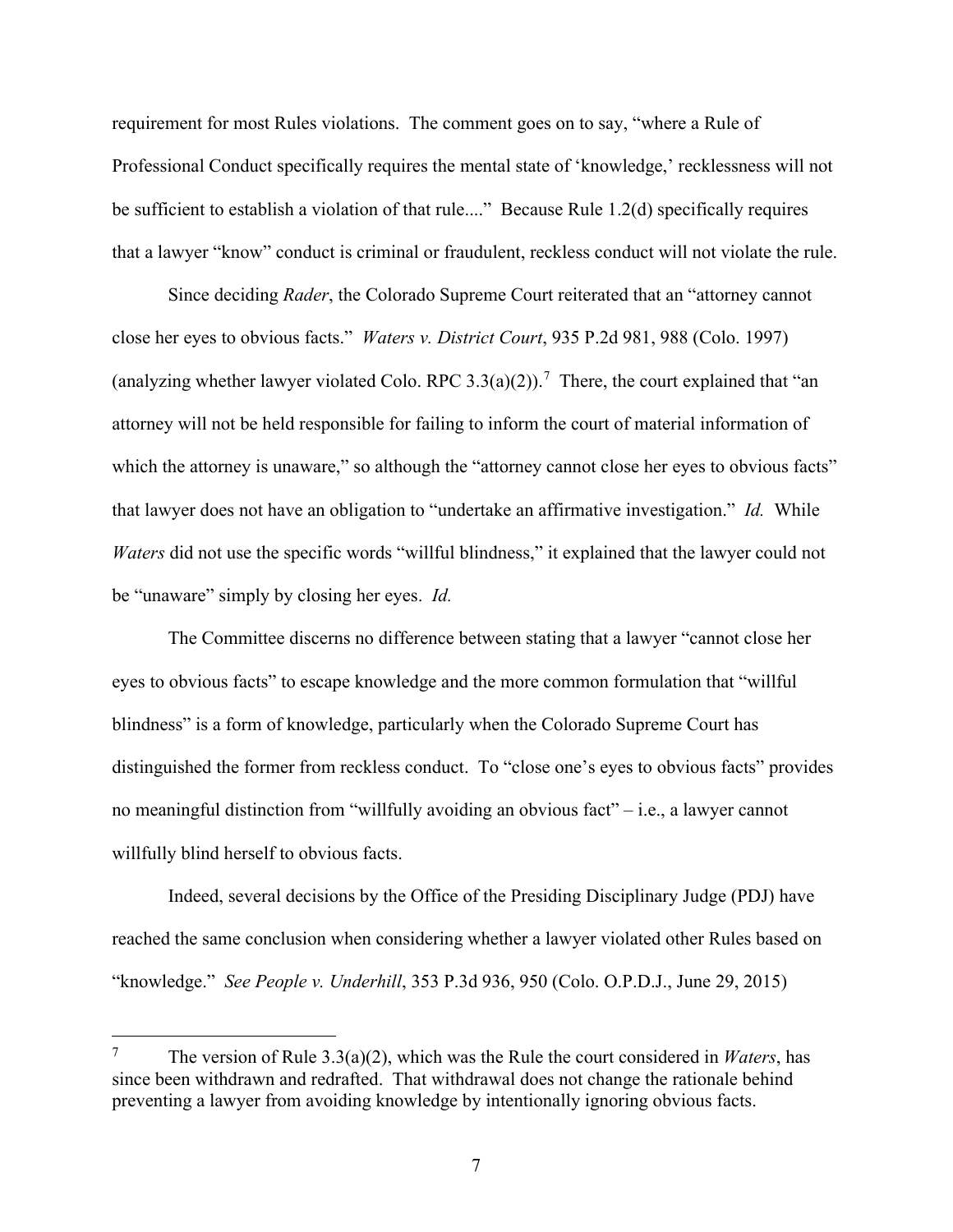requirement for most Rules violations. The comment goes on to say, "where a Rule of Professional Conduct specifically requires the mental state of 'knowledge,' recklessness will not be sufficient to establish a violation of that rule...." Because Rule 1.2(d) specifically requires that a lawyer "know" conduct is criminal or fraudulent, reckless conduct will not violate the rule.

Since deciding *Rader*, the Colorado Supreme Court reiterated that an "attorney cannot close her eyes to obvious facts." *Waters v. District Court*, 935 P.2d 981, 988 (Colo. 1997) (analyzing whether lawyer violated Colo. RPC 3.3(a)(2)).[7] There, the court explained that "an attorney will not be held responsible for failing to inform the court of material information of which the attorney is unaware," so although the "attorney cannot close her eyes to obvious facts" that lawyer does not have an obligation to "undertake an affirmative investigation." *Id.* While *Waters* did not use the specific words "willful blindness," it explained that the lawyer could not be "unaware" simply by closing her eyes. *Id.*

The Committee discerns no difference between stating that a lawyer "cannot close her eyes to obvious facts" to escape knowledge and the more common formulation that "willful blindness" is a form of knowledge, particularly when the Colorado Supreme Court has distinguished the former from reckless conduct. To "close one's eyes to obvious facts" provides no meaningful distinction from "willfully avoiding an obvious fact" – i.e., a lawyer cannot willfully blind herself to obvious facts.

Indeed, several decisions by the Office of the Presiding Disciplinary Judge (PDJ) have reached the same conclusion when considering whether a lawyer violated other Rules based on "knowledge." *See People v. Underhill*, 353 P.3d 936, 950 (Colo. O.P.D.J., June 29, 2015)

---

[7] The version of Rule 3.3(a)(2), which was the Rule the court considered in *Waters*, has since been withdrawn and redrafted. That withdrawal does not change the rationale behind preventing a lawyer from avoiding knowledge by intentionally ignoring obvious facts.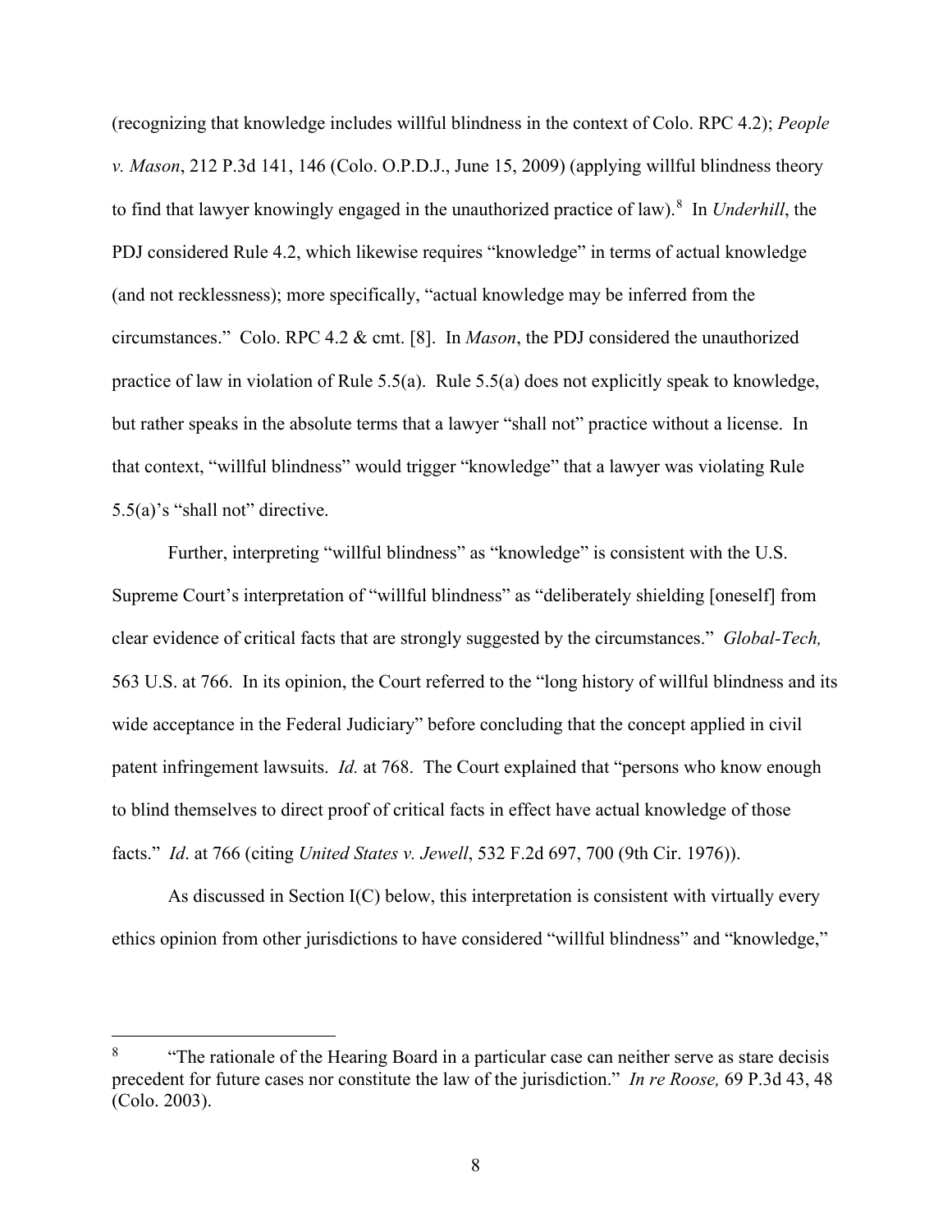(recognizing that knowledge includes willful blindness in the context of Colo. RPC 4.2); *People v. Mason*, 212 P.3d 141, 146 (Colo. O.P.D.J., June 15, 2009) (applying willful blindness theory to find that lawyer knowingly engaged in the unauthorized practice of law).[8] In *Underhill*, the PDJ considered Rule 4.2, which likewise requires "knowledge" in terms of actual knowledge (and not recklessness); more specifically, "actual knowledge may be inferred from the circumstances." Colo. RPC 4.2 & cmt. [8]. In *Mason*, the PDJ considered the unauthorized practice of law in violation of Rule 5.5(a). Rule 5.5(a) does not explicitly speak to knowledge, but rather speaks in the absolute terms that a lawyer "shall not" practice without a license. In that context, "willful blindness" would trigger "knowledge" that a lawyer was violating Rule 5.5(a)'s "shall not" directive.

Further, interpreting "willful blindness" as "knowledge" is consistent with the U.S. Supreme Court's interpretation of "willful blindness" as "deliberately shielding [oneself] from clear evidence of critical facts that are strongly suggested by the circumstances." *Global-Tech,* 563 U.S. at 766. In its opinion, the Court referred to the "long history of willful blindness and its wide acceptance in the Federal Judiciary" before concluding that the concept applied in civil patent infringement lawsuits. *Id.* at 768. The Court explained that "persons who know enough to blind themselves to direct proof of critical facts in effect have actual knowledge of those facts." *Id*. at 766 (citing *United States v. Jewell*, 532 F.2d 697, 700 (9th Cir. 1976)).

As discussed in Section I(C) below, this interpretation is consistent with virtually every ethics opinion from other jurisdictions to have considered "willful blindness" and "knowledge,"

---

[8] "The rationale of the Hearing Board in a particular case can neither serve as stare decisis precedent for future cases nor constitute the law of the jurisdiction." *In re Roose,* 69 P.3d 43, 48 (Colo. 2003).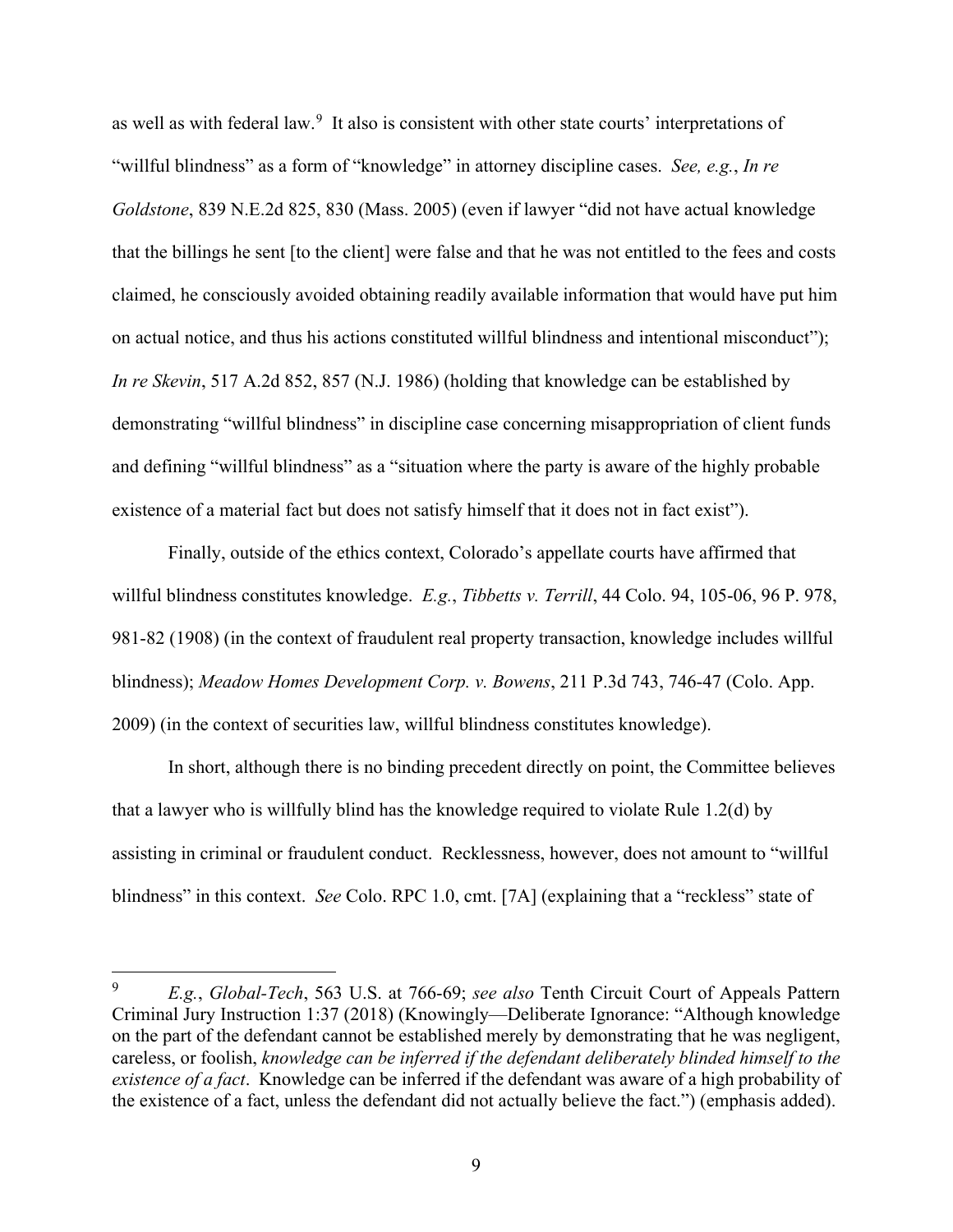as well as with federal law.[9] It also is consistent with other state courts' interpretations of "willful blindness" as a form of "knowledge" in attorney discipline cases. *See, e.g.*, *In re Goldstone*, 839 N.E.2d 825, 830 (Mass. 2005) (even if lawyer "did not have actual knowledge that the billings he sent [to the client] were false and that he was not entitled to the fees and costs claimed, he consciously avoided obtaining readily available information that would have put him on actual notice, and thus his actions constituted willful blindness and intentional misconduct"); *In re Skevin*, 517 A.2d 852, 857 (N.J. 1986) (holding that knowledge can be established by demonstrating "willful blindness" in discipline case concerning misappropriation of client funds and defining "willful blindness" as a "situation where the party is aware of the highly probable existence of a material fact but does not satisfy himself that it does not in fact exist").

Finally, outside of the ethics context, Colorado's appellate courts have affirmed that willful blindness constitutes knowledge. *E.g.*, *Tibbetts v. Terrill*, 44 Colo. 94, 105-06, 96 P. 978, 981-82 (1908) (in the context of fraudulent real property transaction, knowledge includes willful blindness); *Meadow Homes Development Corp. v. Bowens*, 211 P.3d 743, 746-47 (Colo. App. 2009) (in the context of securities law, willful blindness constitutes knowledge).

In short, although there is no binding precedent directly on point, the Committee believes that a lawyer who is willfully blind has the knowledge required to violate Rule 1.2(d) by assisting in criminal or fraudulent conduct. Recklessness, however, does not amount to "willful blindness" in this context. *See* Colo. RPC 1.0, cmt. [7A] (explaining that a "reckless" state of

---

[9] *E.g.*, *Global-Tech*, 563 U.S. at 766-69; *see also* Tenth Circuit Court of Appeals Pattern Criminal Jury Instruction 1:37 (2018) (Knowingly—Deliberate Ignorance: "Although knowledge on the part of the defendant cannot be established merely by demonstrating that he was negligent, careless, or foolish, *knowledge can be inferred if the defendant deliberately blinded himself to the existence of a fact*. Knowledge can be inferred if the defendant was aware of a high probability of the existence of a fact, unless the defendant did not actually believe the fact.") (emphasis added).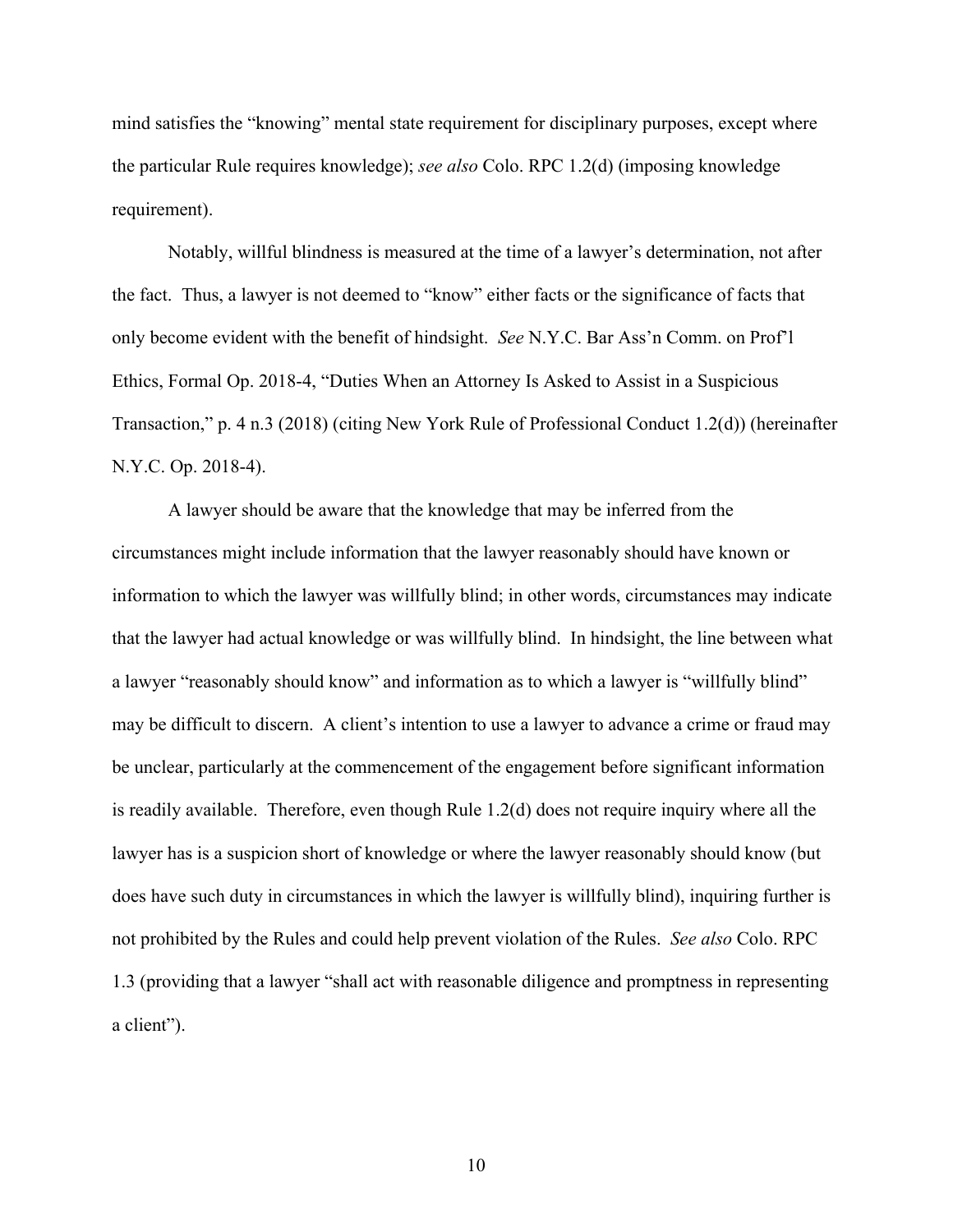mind satisfies the "knowing" mental state requirement for disciplinary purposes, except where the particular Rule requires knowledge); *see also* Colo. RPC 1.2(d) (imposing knowledge requirement).

Notably, willful blindness is measured at the time of a lawyer's determination, not after the fact. Thus, a lawyer is not deemed to "know" either facts or the significance of facts that only become evident with the benefit of hindsight. *See* N.Y.C. Bar Ass'n Comm. on Prof'l Ethics, Formal Op. 2018-4, "Duties When an Attorney Is Asked to Assist in a Suspicious Transaction," p. 4 n.3 (2018) (citing New York Rule of Professional Conduct 1.2(d)) (hereinafter N.Y.C. Op. 2018-4).

A lawyer should be aware that the knowledge that may be inferred from the circumstances might include information that the lawyer reasonably should have known or information to which the lawyer was willfully blind; in other words, circumstances may indicate that the lawyer had actual knowledge or was willfully blind. In hindsight, the line between what a lawyer "reasonably should know" and information as to which a lawyer is "willfully blind" may be difficult to discern. A client's intention to use a lawyer to advance a crime or fraud may be unclear, particularly at the commencement of the engagement before significant information is readily available. Therefore, even though Rule 1.2(d) does not require inquiry where all the lawyer has is a suspicion short of knowledge or where the lawyer reasonably should know (but does have such duty in circumstances in which the lawyer is willfully blind), inquiring further is not prohibited by the Rules and could help prevent violation of the Rules. *See also* Colo. RPC 1.3 (providing that a lawyer "shall act with reasonable diligence and promptness in representing a client").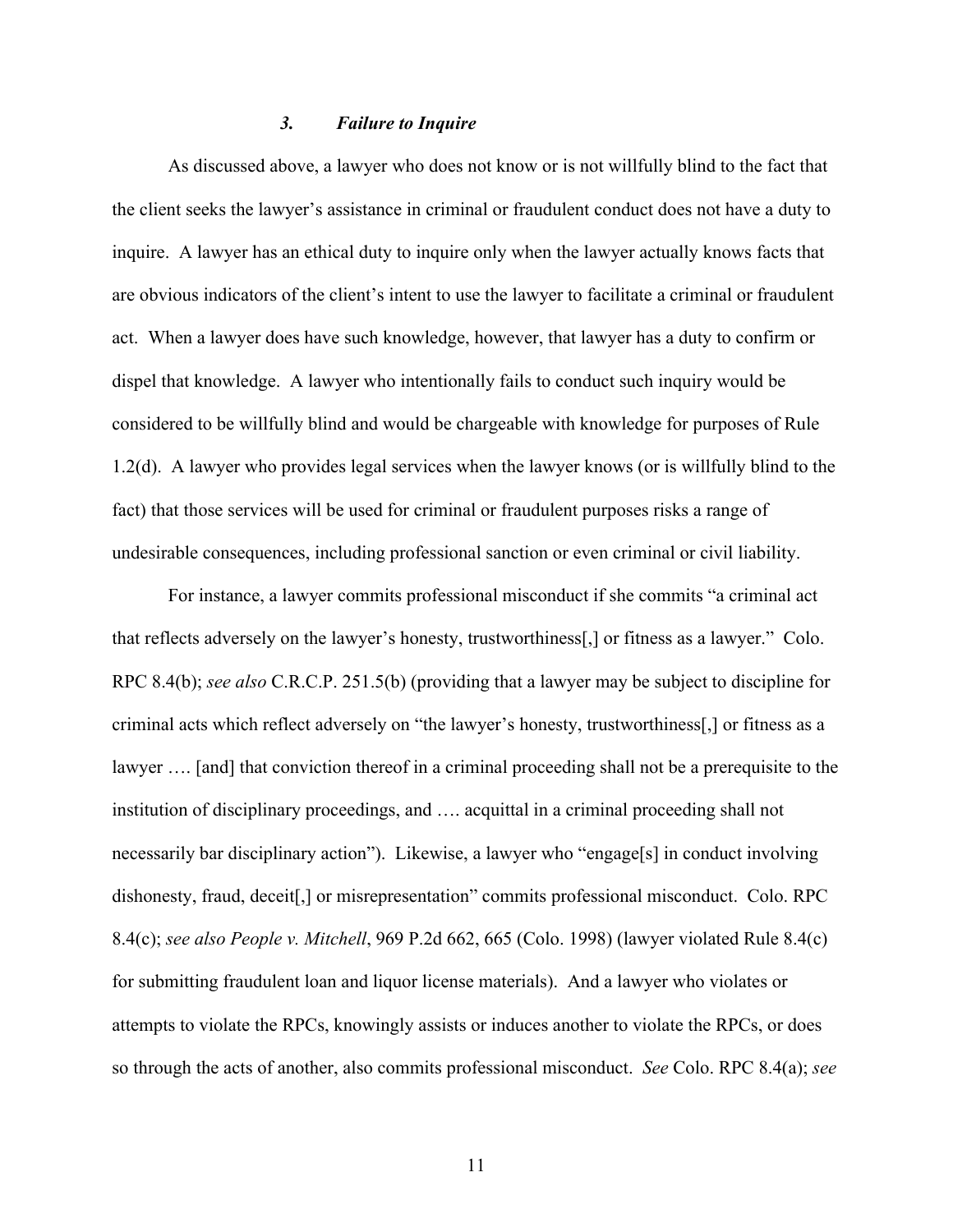### *3. Failure to Inquire*

As discussed above, a lawyer who does not know or is not willfully blind to the fact that the client seeks the lawyer's assistance in criminal or fraudulent conduct does not have a duty to inquire. A lawyer has an ethical duty to inquire only when the lawyer actually knows facts that are obvious indicators of the client's intent to use the lawyer to facilitate a criminal or fraudulent act. When a lawyer does have such knowledge, however, that lawyer has a duty to confirm or dispel that knowledge. A lawyer who intentionally fails to conduct such inquiry would be considered to be willfully blind and would be chargeable with knowledge for purposes of Rule 1.2(d). A lawyer who provides legal services when the lawyer knows (or is willfully blind to the fact) that those services will be used for criminal or fraudulent purposes risks a range of undesirable consequences, including professional sanction or even criminal or civil liability.

For instance, a lawyer commits professional misconduct if she commits "a criminal act that reflects adversely on the lawyer's honesty, trustworthiness[,] or fitness as a lawyer." Colo. RPC 8.4(b); *see also* C.R.C.P. 251.5(b) (providing that a lawyer may be subject to discipline for criminal acts which reflect adversely on "the lawyer's honesty, trustworthiness[,] or fitness as a lawyer …. [and] that conviction thereof in a criminal proceeding shall not be a prerequisite to the institution of disciplinary proceedings, and …. acquittal in a criminal proceeding shall not necessarily bar disciplinary action"). Likewise, a lawyer who "engage[s] in conduct involving dishonesty, fraud, deceit[,] or misrepresentation" commits professional misconduct. Colo. RPC 8.4(c); *see also People v. Mitchell*, 969 P.2d 662, 665 (Colo. 1998) (lawyer violated Rule 8.4(c) for submitting fraudulent loan and liquor license materials). And a lawyer who violates or attempts to violate the RPCs, knowingly assists or induces another to violate the RPCs, or does so through the acts of another, also commits professional misconduct. *See* Colo. RPC 8.4(a); *see*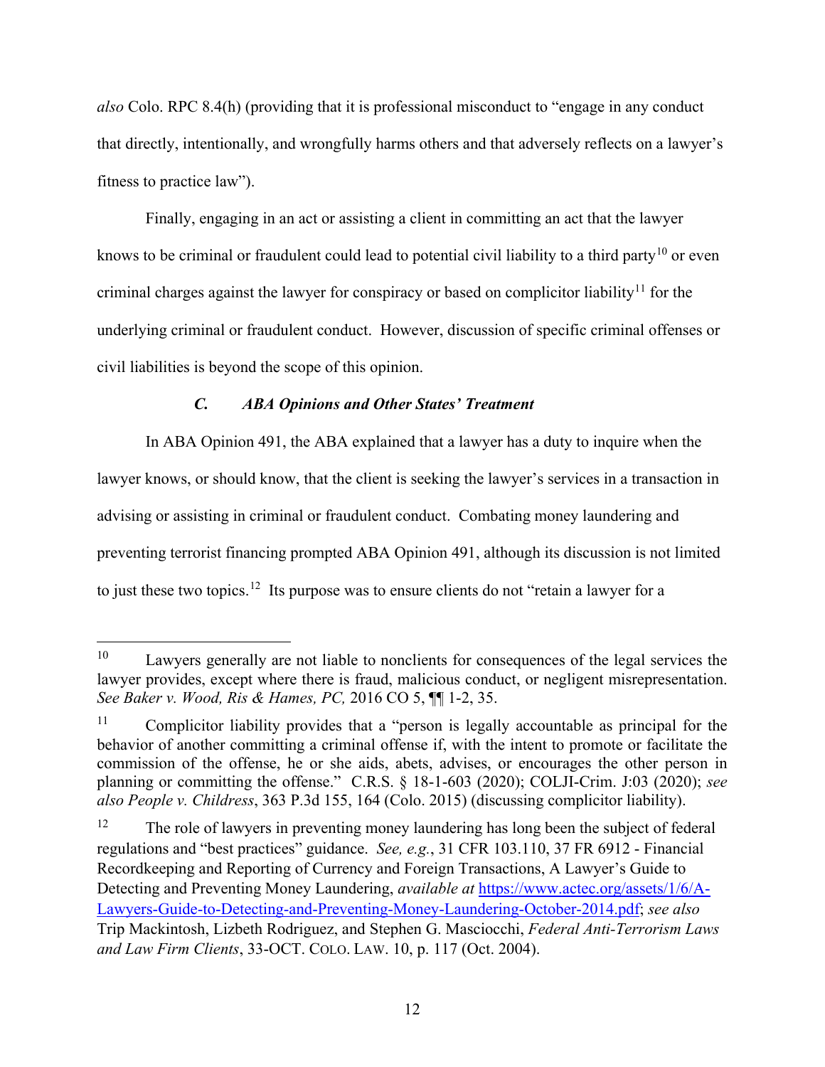*also* Colo. RPC 8.4(h) (providing that it is professional misconduct to "engage in any conduct that directly, intentionally, and wrongfully harms others and that adversely reflects on a lawyer's fitness to practice law").

Finally, engaging in an act or assisting a client in committing an act that the lawyer knows to be criminal or fraudulent could lead to potential civil liability to a third party[10] or even criminal charges against the lawyer for conspiracy or based on complicitor liability[11] for the underlying criminal or fraudulent conduct. However, discussion of specific criminal offenses or civil liabilities is beyond the scope of this opinion.

### *C. ABA Opinions and Other States' Treatment*

In ABA Opinion 491, the ABA explained that a lawyer has a duty to inquire when the lawyer knows, or should know, that the client is seeking the lawyer's services in a transaction in advising or assisting in criminal or fraudulent conduct. Combating money laundering and preventing terrorist financing prompted ABA Opinion 491, although its discussion is not limited to just these two topics.[12] Its purpose was to ensure clients do not "retain a lawyer for a

---

[10] Lawyers generally are not liable to nonclients for consequences of the legal services the lawyer provides, except where there is fraud, malicious conduct, or negligent misrepresentation. *See Baker v. Wood, Ris & Hames, PC,* 2016 CO 5, ¶¶ 1-2, 35.

[11] Complicitor liability provides that a "person is legally accountable as principal for the behavior of another committing a criminal offense if, with the intent to promote or facilitate the commission of the offense, he or she aids, abets, advises, or encourages the other person in planning or committing the offense." C.R.S. § 18-1-603 (2020); COLJI-Crim. J:03 (2020); *see also People v. Childress*, 363 P.3d 155, 164 (Colo. 2015) (discussing complicitor liability).

[12] The role of lawyers in preventing money laundering has long been the subject of federal regulations and "best practices" guidance. *See, e.g.*, 31 CFR 103.110, 37 FR 6912 - Financial Recordkeeping and Reporting of Currency and Foreign Transactions, A Lawyer's Guide to Detecting and Preventing Money Laundering, *available at* https://www.actec.org/assets/1/6/A-Lawyers-Guide-to-Detecting-and-Preventing-Money-Laundering-October-2014.pdf; *see also* Trip Mackintosh, Lizbeth Rodriguez, and Stephen G. Masciocchi, *Federal Anti-Terrorism Laws and Law Firm Clients*, 33-OCT. COLO. LAW. 10, p. 117 (Oct. 2004).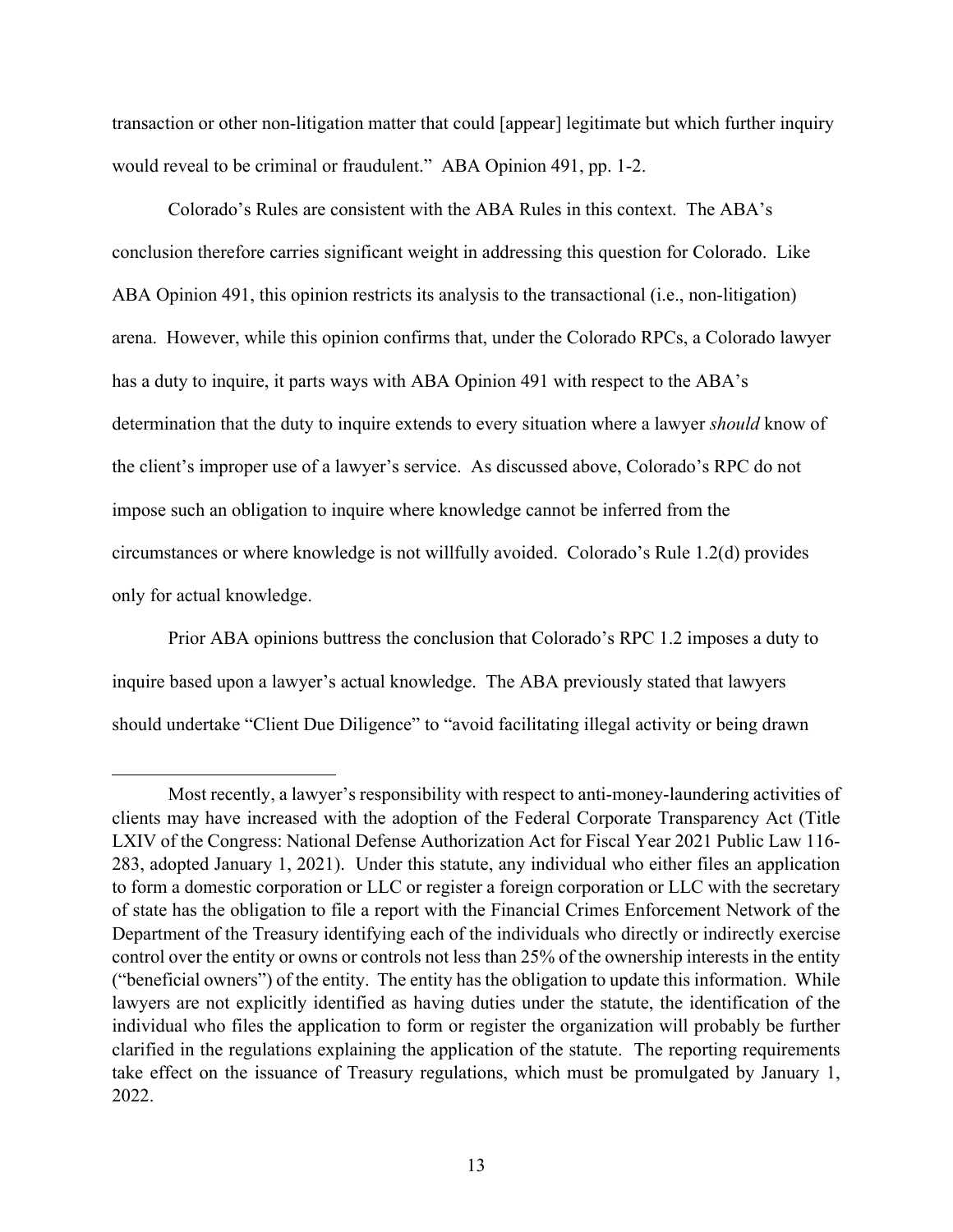transaction or other non-litigation matter that could [appear] legitimate but which further inquiry would reveal to be criminal or fraudulent." ABA Opinion 491, pp. 1-2.

Colorado's Rules are consistent with the ABA Rules in this context. The ABA's conclusion therefore carries significant weight in addressing this question for Colorado. Like ABA Opinion 491, this opinion restricts its analysis to the transactional (i.e., non-litigation) arena. However, while this opinion confirms that, under the Colorado RPCs, a Colorado lawyer has a duty to inquire, it parts ways with ABA Opinion 491 with respect to the ABA's determination that the duty to inquire extends to every situation where a lawyer *should* know of the client's improper use of a lawyer's service. As discussed above, Colorado's RPC do not impose such an obligation to inquire where knowledge cannot be inferred from the circumstances or where knowledge is not willfully avoided. Colorado's Rule 1.2(d) provides only for actual knowledge.

Prior ABA opinions buttress the conclusion that Colorado's RPC 1.2 imposes a duty to inquire based upon a lawyer's actual knowledge. The ABA previously stated that lawyers should undertake "Client Due Diligence" to "avoid facilitating illegal activity or being drawn

---

Most recently, a lawyer's responsibility with respect to anti-money-laundering activities of clients may have increased with the adoption of the Federal Corporate Transparency Act (Title LXIV of the Congress: National Defense Authorization Act for Fiscal Year 2021 Public Law 116-283, adopted January 1, 2021). Under this statute, any individual who either files an application to form a domestic corporation or LLC or register a foreign corporation or LLC with the secretary of state has the obligation to file a report with the Financial Crimes Enforcement Network of the Department of the Treasury identifying each of the individuals who directly or indirectly exercise control over the entity or owns or controls not less than 25% of the ownership interests in the entity ("beneficial owners") of the entity. The entity has the obligation to update this information. While lawyers are not explicitly identified as having duties under the statute, the identification of the individual who files the application to form or register the organization will probably be further clarified in the regulations explaining the application of the statute. The reporting requirements take effect on the issuance of Treasury regulations, which must be promulgated by January 1, 2022.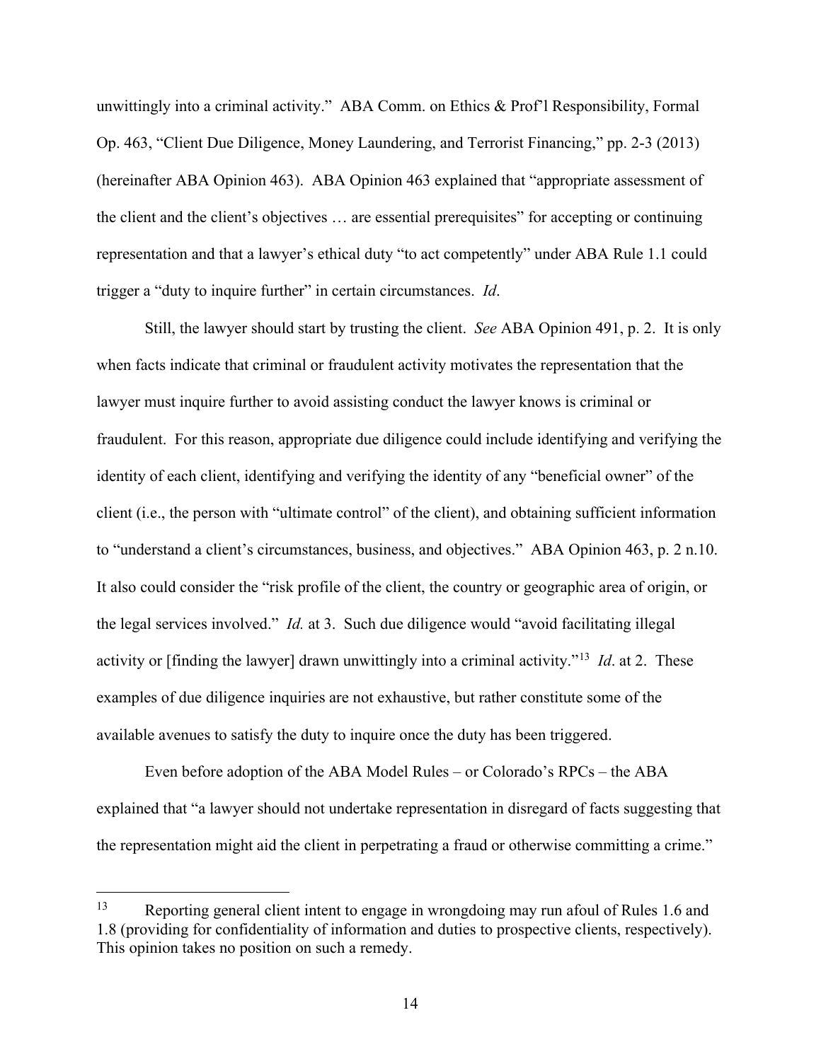unwittingly into a criminal activity." ABA Comm. on Ethics & Prof'l Responsibility, Formal Op. 463, "Client Due Diligence, Money Laundering, and Terrorist Financing," pp. 2-3 (2013) (hereinafter ABA Opinion 463). ABA Opinion 463 explained that "appropriate assessment of the client and the client's objectives … are essential prerequisites" for accepting or continuing representation and that a lawyer's ethical duty "to act competently" under ABA Rule 1.1 could trigger a "duty to inquire further" in certain circumstances. *Id*.

Still, the lawyer should start by trusting the client. *See* ABA Opinion 491, p. 2. It is only when facts indicate that criminal or fraudulent activity motivates the representation that the lawyer must inquire further to avoid assisting conduct the lawyer knows is criminal or fraudulent. For this reason, appropriate due diligence could include identifying and verifying the identity of each client, identifying and verifying the identity of any "beneficial owner" of the client (i.e., the person with "ultimate control" of the client), and obtaining sufficient information to "understand a client's circumstances, business, and objectives." ABA Opinion 463, p. 2 n.10. It also could consider the "risk profile of the client, the country or geographic area of origin, or the legal services involved." *Id.* at 3. Such due diligence would "avoid facilitating illegal activity or [finding the lawyer] drawn unwittingly into a criminal activity."[13] *Id*. at 2. These examples of due diligence inquiries are not exhaustive, but rather constitute some of the available avenues to satisfy the duty to inquire once the duty has been triggered.

Even before adoption of the ABA Model Rules – or Colorado's RPCs – the ABA explained that "a lawyer should not undertake representation in disregard of facts suggesting that the representation might aid the client in perpetrating a fraud or otherwise committing a crime."

---

[13] Reporting general client intent to engage in wrongdoing may run afoul of Rules 1.6 and 1.8 (providing for confidentiality of information and duties to prospective clients, respectively). This opinion takes no position on such a remedy.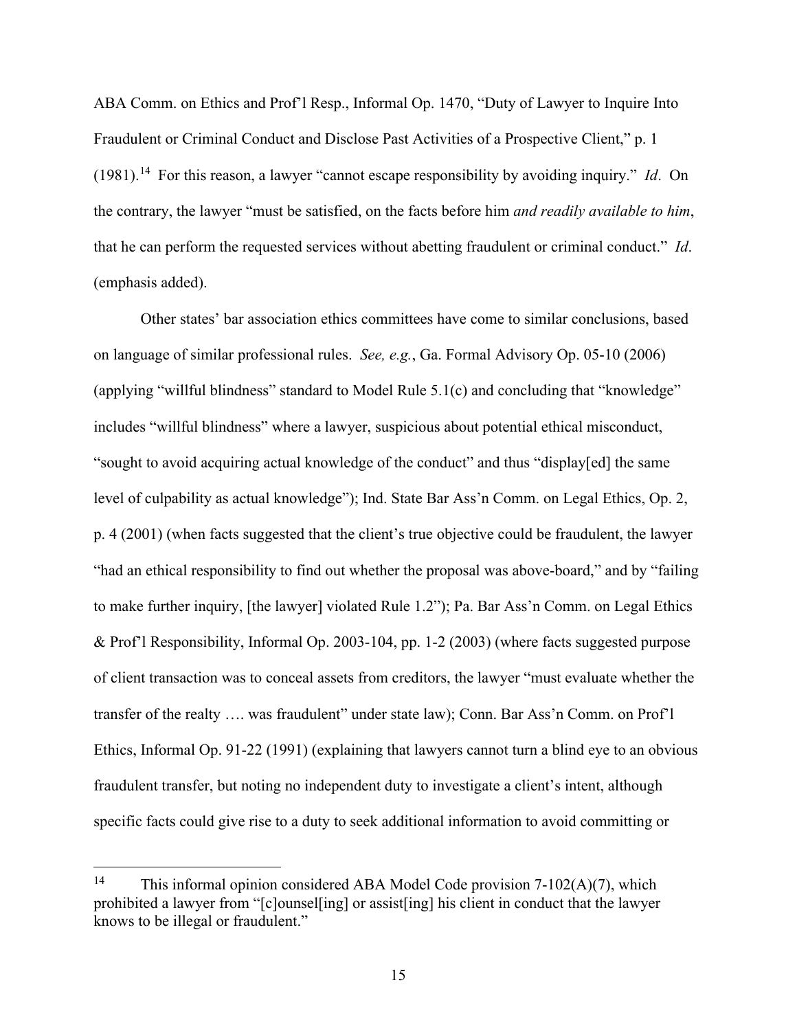ABA Comm. on Ethics and Prof'l Resp., Informal Op. 1470, "Duty of Lawyer to Inquire Into Fraudulent or Criminal Conduct and Disclose Past Activities of a Prospective Client," p. 1 (1981).[14] For this reason, a lawyer "cannot escape responsibility by avoiding inquiry." *Id*. On the contrary, the lawyer "must be satisfied, on the facts before him *and readily available to him*, that he can perform the requested services without abetting fraudulent or criminal conduct." *Id*. (emphasis added).

Other states' bar association ethics committees have come to similar conclusions, based on language of similar professional rules. *See, e.g.*, Ga. Formal Advisory Op. 05-10 (2006) (applying "willful blindness" standard to Model Rule 5.1(c) and concluding that "knowledge" includes "willful blindness" where a lawyer, suspicious about potential ethical misconduct, "sought to avoid acquiring actual knowledge of the conduct" and thus "display[ed] the same level of culpability as actual knowledge"); Ind. State Bar Ass'n Comm. on Legal Ethics, Op. 2, p. 4 (2001) (when facts suggested that the client's true objective could be fraudulent, the lawyer "had an ethical responsibility to find out whether the proposal was above-board," and by "failing to make further inquiry, [the lawyer] violated Rule 1.2"); Pa. Bar Ass'n Comm. on Legal Ethics & Prof'l Responsibility, Informal Op. 2003-104, pp. 1-2 (2003) (where facts suggested purpose of client transaction was to conceal assets from creditors, the lawyer "must evaluate whether the transfer of the realty …. was fraudulent" under state law); Conn. Bar Ass'n Comm. on Prof'l Ethics, Informal Op. 91-22 (1991) (explaining that lawyers cannot turn a blind eye to an obvious fraudulent transfer, but noting no independent duty to investigate a client's intent, although specific facts could give rise to a duty to seek additional information to avoid committing or

---

[14] This informal opinion considered ABA Model Code provision 7-102(A)(7), which prohibited a lawyer from "[c]ounsel[ing] or assist[ing] his client in conduct that the lawyer knows to be illegal or fraudulent."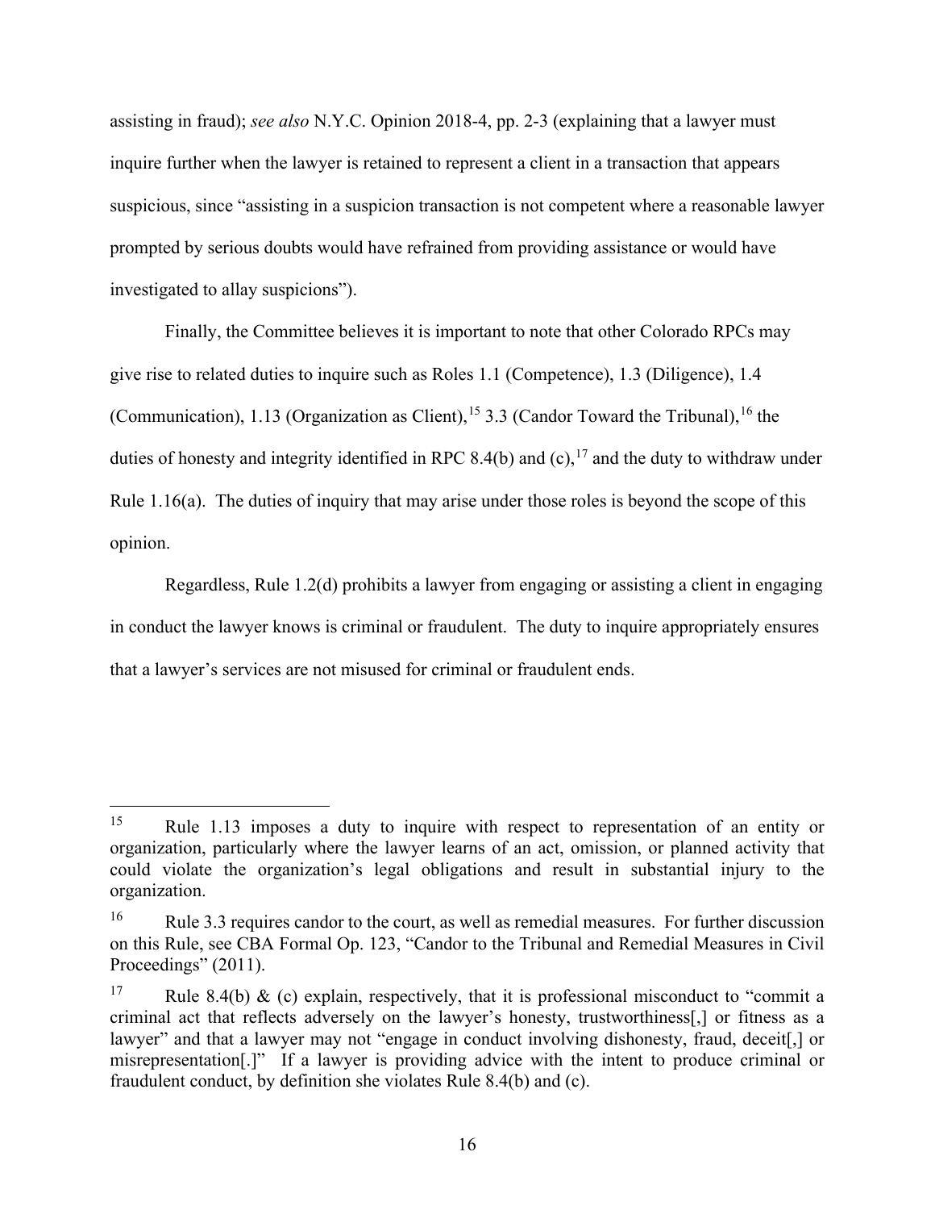assisting in fraud); *see also* N.Y.C. Opinion 2018-4, pp. 2-3 (explaining that a lawyer must inquire further when the lawyer is retained to represent a client in a transaction that appears suspicious, since "assisting in a suspicion transaction is not competent where a reasonable lawyer prompted by serious doubts would have refrained from providing assistance or would have investigated to allay suspicions").

Finally, the Committee believes it is important to note that other Colorado RPCs may give rise to related duties to inquire such as Roles 1.1 (Competence), 1.3 (Diligence), 1.4 (Communication), 1.13 (Organization as Client),[15] 3.3 (Candor Toward the Tribunal),[16] the duties of honesty and integrity identified in RPC 8.4(b) and (c),[17] and the duty to withdraw under Rule 1.16(a). The duties of inquiry that may arise under those roles is beyond the scope of this opinion.

Regardless, Rule 1.2(d) prohibits a lawyer from engaging or assisting a client in engaging in conduct the lawyer knows is criminal or fraudulent. The duty to inquire appropriately ensures that a lawyer's services are not misused for criminal or fraudulent ends.

---

[15] Rule 1.13 imposes a duty to inquire with respect to representation of an entity or organization, particularly where the lawyer learns of an act, omission, or planned activity that could violate the organization's legal obligations and result in substantial injury to the organization.

[16] Rule 3.3 requires candor to the court, as well as remedial measures. For further discussion on this Rule, see CBA Formal Op. 123, "Candor to the Tribunal and Remedial Measures in Civil Proceedings" (2011).

[17] Rule 8.4(b) & (c) explain, respectively, that it is professional misconduct to "commit a criminal act that reflects adversely on the lawyer's honesty, trustworthiness[,] or fitness as a lawyer" and that a lawyer may not "engage in conduct involving dishonesty, fraud, deceit[,] or misrepresentation[.]" If a lawyer is providing advice with the intent to produce criminal or fraudulent conduct, by definition she violates Rule 8.4(b) and (c).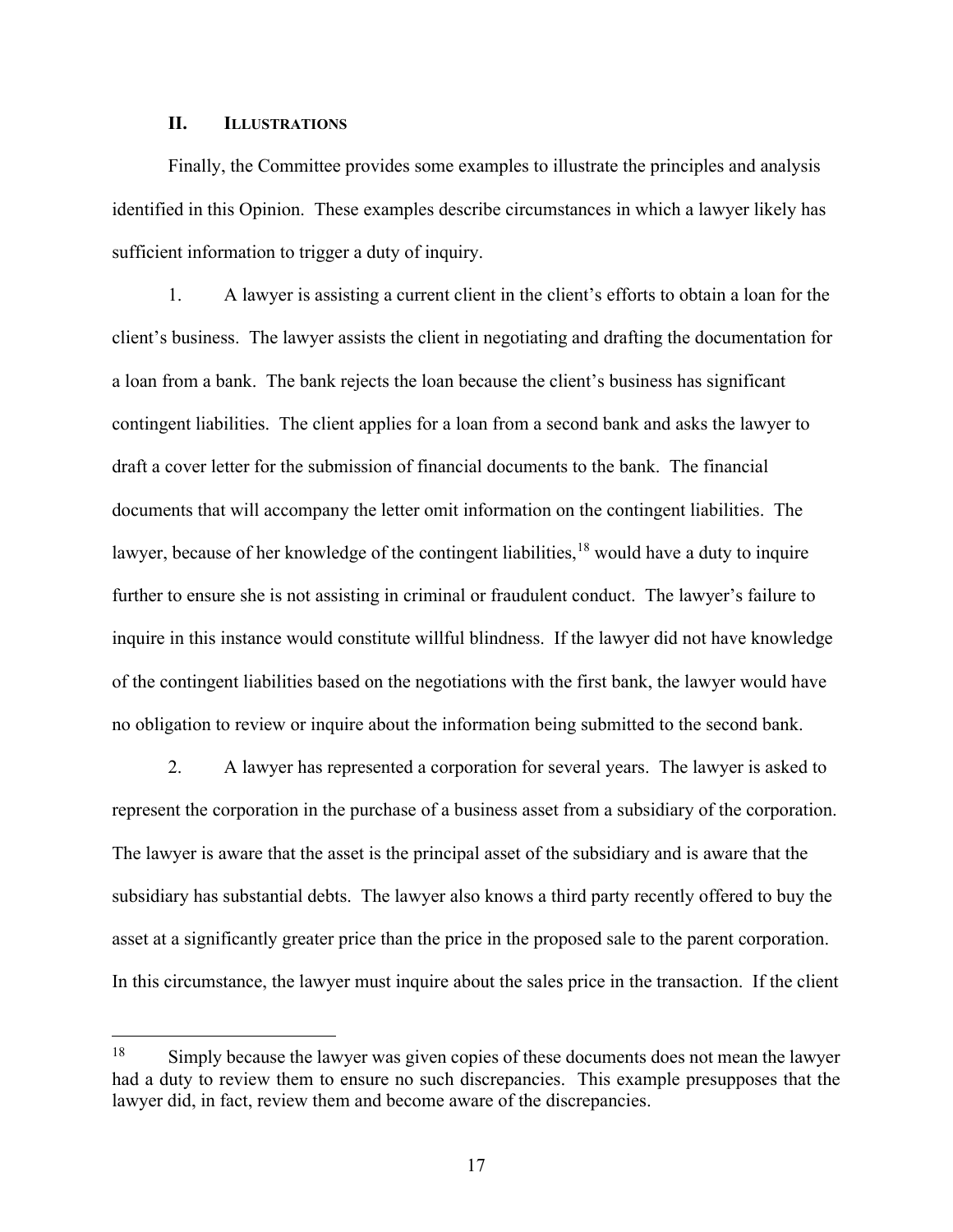## II. ILLUSTRATIONS

Finally, the Committee provides some examples to illustrate the principles and analysis identified in this Opinion. These examples describe circumstances in which a lawyer likely has sufficient information to trigger a duty of inquiry.

1. A lawyer is assisting a current client in the client's efforts to obtain a loan for the client's business. The lawyer assists the client in negotiating and drafting the documentation for a loan from a bank. The bank rejects the loan because the client's business has significant contingent liabilities. The client applies for a loan from a second bank and asks the lawyer to draft a cover letter for the submission of financial documents to the bank. The financial documents that will accompany the letter omit information on the contingent liabilities. The lawyer, because of her knowledge of the contingent liabilities,[18] would have a duty to inquire further to ensure she is not assisting in criminal or fraudulent conduct. The lawyer's failure to inquire in this instance would constitute willful blindness. If the lawyer did not have knowledge of the contingent liabilities based on the negotiations with the first bank, the lawyer would have no obligation to review or inquire about the information being submitted to the second bank.

2. A lawyer has represented a corporation for several years. The lawyer is asked to represent the corporation in the purchase of a business asset from a subsidiary of the corporation. The lawyer is aware that the asset is the principal asset of the subsidiary and is aware that the subsidiary has substantial debts. The lawyer also knows a third party recently offered to buy the asset at a significantly greater price than the price in the proposed sale to the parent corporation. In this circumstance, the lawyer must inquire about the sales price in the transaction. If the client

---

[18] Simply because the lawyer was given copies of these documents does not mean the lawyer had a duty to review them to ensure no such discrepancies. This example presupposes that the lawyer did, in fact, review them and become aware of the discrepancies.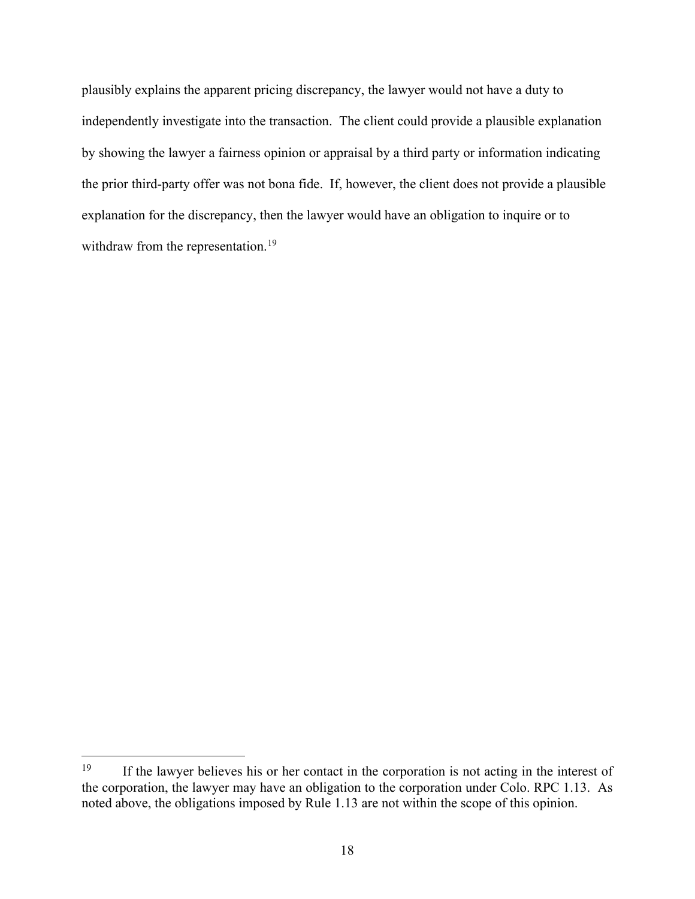plausibly explains the apparent pricing discrepancy, the lawyer would not have a duty to independently investigate into the transaction. The client could provide a plausible explanation by showing the lawyer a fairness opinion or appraisal by a third party or information indicating the prior third-party offer was not bona fide. If, however, the client does not provide a plausible explanation for the discrepancy, then the lawyer would have an obligation to inquire or to withdraw from the representation.[19]

---

[19] If the lawyer believes his or her contact in the corporation is not acting in the interest of the corporation, the lawyer may have an obligation to the corporation under Colo. RPC 1.13. As noted above, the obligations imposed by Rule 1.13 are not within the scope of this opinion.